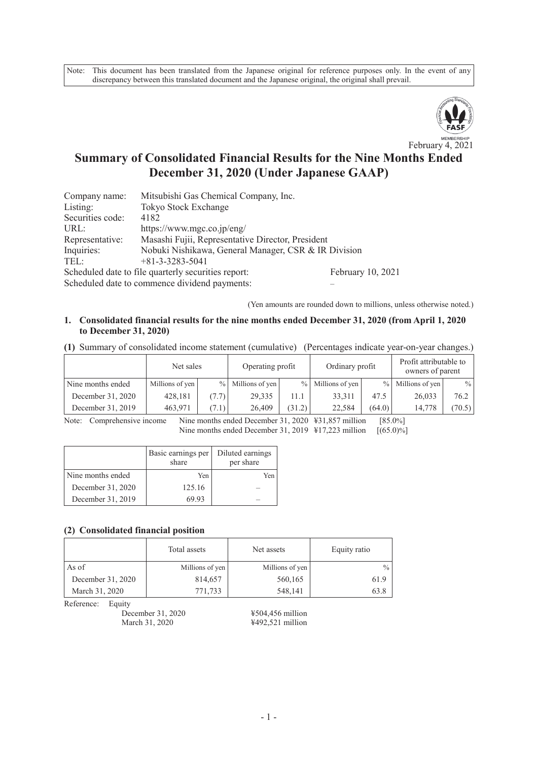Note: This document has been translated from the Japanese original for reference purposes only. In the event of any discrepancy between this translated document and the Japanese original, the original shall prevail.

February 4, 2021

# Summary of Consolidated Financial Results for the Nine Months Ended December 31, 2020 (Under Japanese GAAP)

| | |
|---|---|
| Company name: | Mitsubishi Gas Chemical Company, Inc. |
| Listing: | Tokyo Stock Exchange |
| Securities code: | 4182 |
| URL: | https://www.mgc.co.jp/eng/ |
| Representative: | Masashi Fujii, Representative Director, President |
| Inquiries: | Nobuki Nishikawa, General Manager, CSR & IR Division |
| TEL: | +81-3-3283-5041 |

Scheduled date to file quarterly securities report: February 10, 2021

Scheduled date to commence dividend payments: –

(Yen amounts are rounded down to millions, unless otherwise noted.)

## 1. Consolidated financial results for the nine months ended December 31, 2020 (from April 1, 2020 to December 31, 2020)

**(1)** Summary of consolidated income statement (cumulative) (Percentages indicate year-on-year changes.)

| | Net sales | | Operating profit | | Ordinary profit | | Profit attributable to owners of parent | |
|---|---|---|---|---|---|---|---|---|
| Nine months ended | Millions of yen | % | Millions of yen | % | Millions of yen | % | Millions of yen | % |
| December 31, 2020 | 428,181 | (7.7) | 29,335 | 11.1 | 33,311 | 47.5 | 26,033 | 76.2 |
| December 31, 2019 | 463,971 | (7.1) | 26,409 | (31.2) | 22,584 | (64.0) | 14,778 | (70.5) |

Note: Comprehensive income Nine months ended December 31, 2020 ¥31,857 million [85.0%]
Nine months ended December 31, 2019 ¥17,223 million [(65.0)%]

| | Basic earnings per share | Diluted earnings per share |
|---|---|---|
| Nine months ended | Yen | Yen |
| December 31, 2020 | 125.16 | – |
| December 31, 2019 | 69.93 | – |

### (2) Consolidated financial position

| | Total assets | Net assets | Equity ratio |
|---|---|---|---|
| As of | Millions of yen | Millions of yen | % |
| December 31, 2020 | 814,657 | 560,165 | 61.9 |
| March 31, 2020 | 771,733 | 548,141 | 63.8 |

Reference: Equity
December 31, 2020 ¥504,456 million
March 31, 2020 ¥492,521 million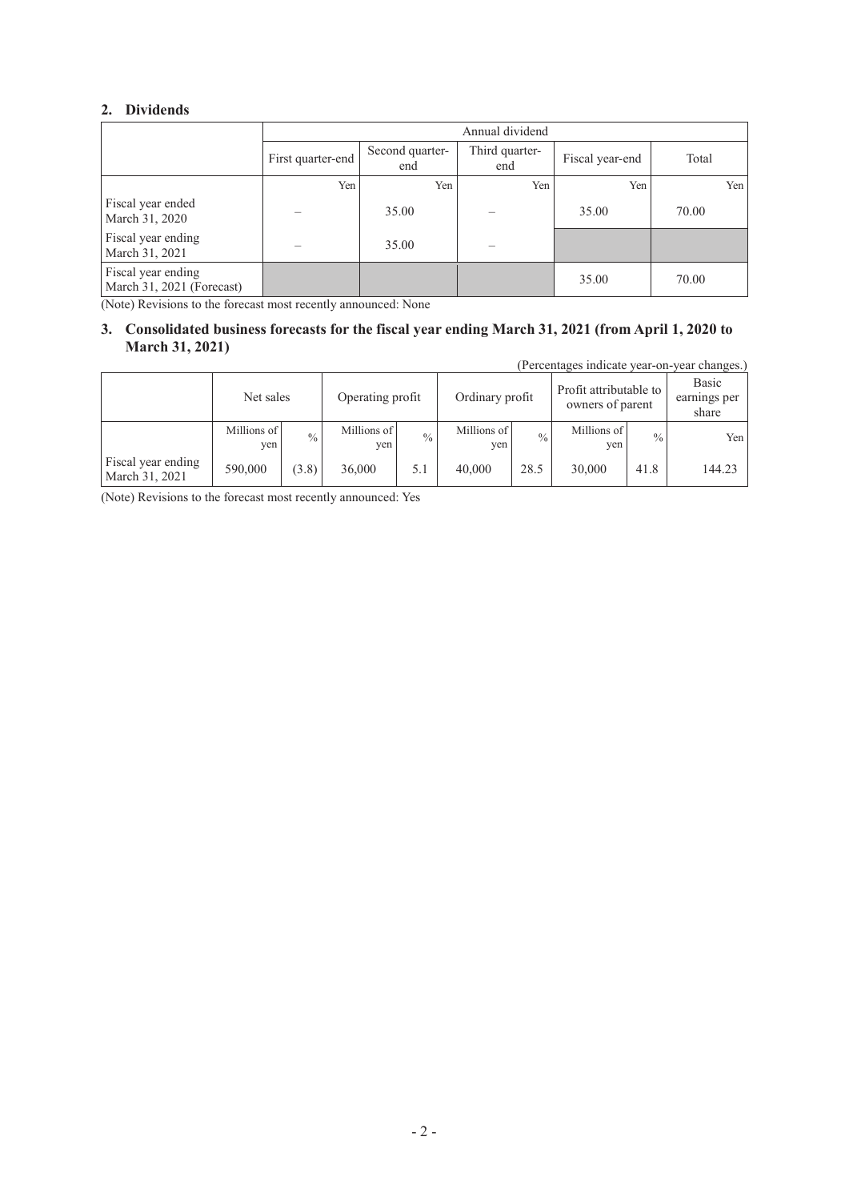## 2. Dividends

| | Annual dividend | | | | |
|---|---|---|---|---|---|
| | First quarter-end | Second quarter-end | Third quarter-end | Fiscal year-end | Total |
| | Yen | Yen | Yen | Yen | Yen |
| Fiscal year ended March 31, 2020 | – | 35.00 | – | 35.00 | 70.00 |
| Fiscal year ending March 31, 2021 | – | 35.00 | – | | |
| Fiscal year ending March 31, 2021 (Forecast) | | | | 35.00 | 70.00 |

(Note) Revisions to the forecast most recently announced: None

## 3. Consolidated business forecasts for the fiscal year ending March 31, 2021 (from April 1, 2020 to March 31, 2021)

(Percentages indicate year-on-year changes.)

| | Net sales | | Operating profit | | Ordinary profit | | Profit attributable to owners of parent | | Basic earnings per share |
|---|---|---|---|---|---|---|---|---|---|
| | Millions of yen | % | Millions of yen | % | Millions of yen | % | Millions of yen | % | Yen |
| Fiscal year ending March 31, 2021 | 590,000 | (3.8) | 36,000 | 5.1 | 40,000 | 28.5 | 30,000 | 41.8 | 144.23 |

(Note) Revisions to the forecast most recently announced: Yes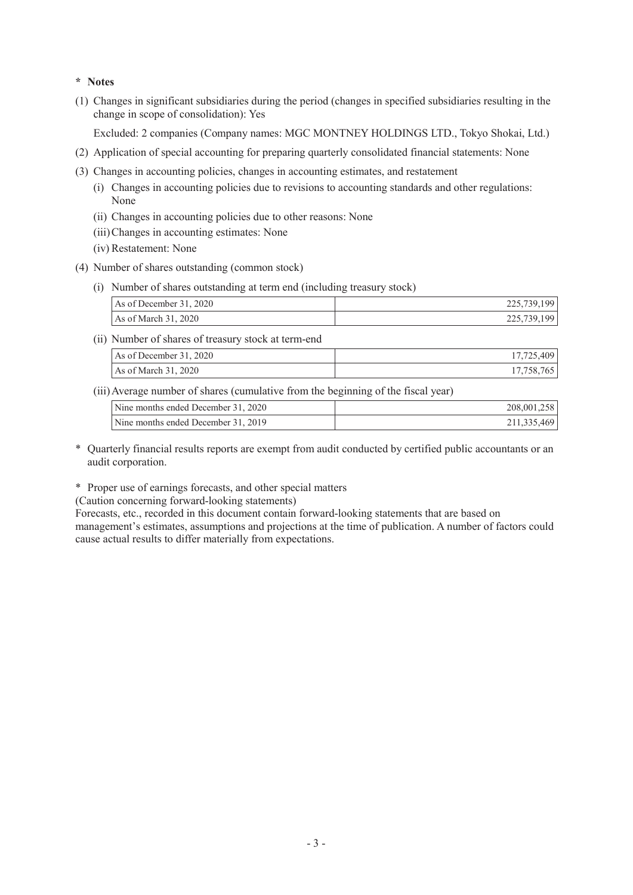**\* Notes**

(1) Changes in significant subsidiaries during the period (changes in specified subsidiaries resulting in the change in scope of consolidation): Yes

Excluded: 2 companies (Company names: MGC MONTNEY HOLDINGS LTD., Tokyo Shokai, Ltd.)

(2) Application of special accounting for preparing quarterly consolidated financial statements: None

(3) Changes in accounting policies, changes in accounting estimates, and restatement

(i) Changes in accounting policies due to revisions to accounting standards and other regulations: None

(ii) Changes in accounting policies due to other reasons: None

(iii) Changes in accounting estimates: None

(iv) Restatement: None

(4) Number of shares outstanding (common stock)

(i) Number of shares outstanding at term end (including treasury stock)

| | |
|---|---|
| As of December 31, 2020 | 225,739,199 |
| As of March 31, 2020 | 225,739,199 |

(ii) Number of shares of treasury stock at term-end

| | |
|---|---|
| As of December 31, 2020 | 17,725,409 |
| As of March 31, 2020 | 17,758,765 |

(iii) Average number of shares (cumulative from the beginning of the fiscal year)

| | |
|---|---|
| Nine months ended December 31, 2020 | 208,001,258 |
| Nine months ended December 31, 2019 | 211,335,469 |

\* Quarterly financial results reports are exempt from audit conducted by certified public accountants or an audit corporation.

\* Proper use of earnings forecasts, and other special matters

(Caution concerning forward-looking statements)

Forecasts, etc., recorded in this document contain forward-looking statements that are based on management's estimates, assumptions and projections at the time of publication. A number of factors could cause actual results to differ materially from expectations.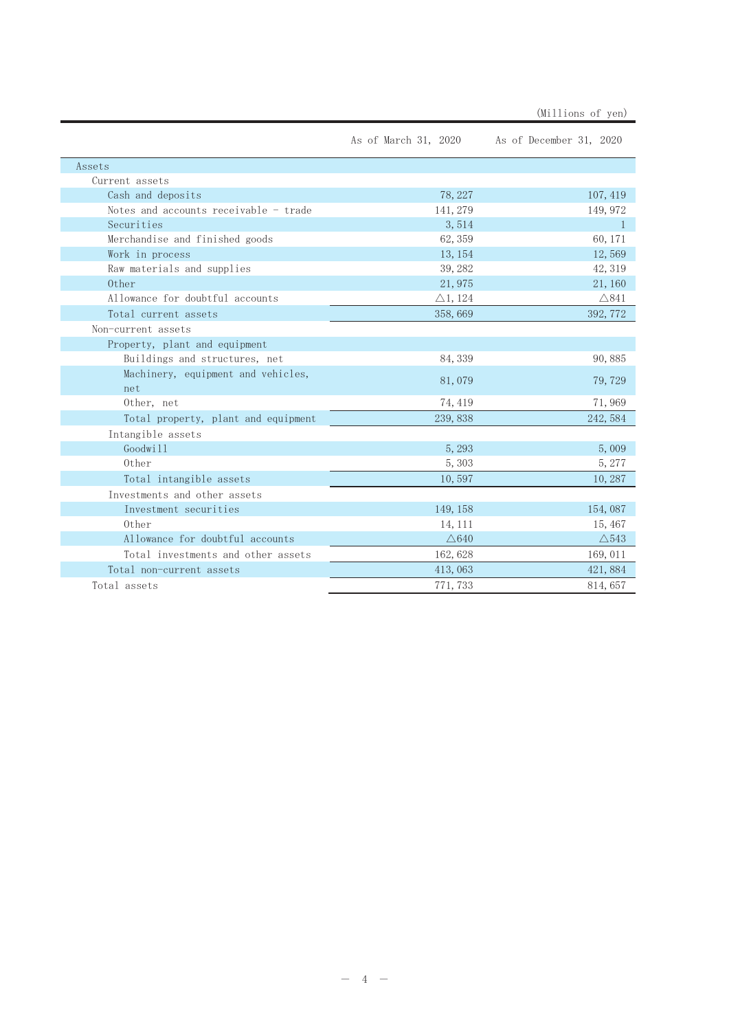(Millions of yen)

| | As of March 31, 2020 | As of December 31, 2020 |
|---|---|---|
| Assets | | |
| Current assets | | |
| Cash and deposits | 78,227 | 107,419 |
| Notes and accounts receivable - trade | 141,279 | 149,972 |
| Securities | 3,514 | 1 |
| Merchandise and finished goods | 62,359 | 60,171 |
| Work in process | 13,154 | 12,569 |
| Raw materials and supplies | 39,282 | 42,319 |
| Other | 21,975 | 21,160 |
| Allowance for doubtful accounts | △1,124 | △841 |
| Total current assets | 358,669 | 392,772 |
| Non-current assets | | |
| Property, plant and equipment | | |
| Buildings and structures, net | 84,339 | 90,885 |
| Machinery, equipment and vehicles, net | 81,079 | 79,729 |
| Other, net | 74,419 | 71,969 |
| Total property, plant and equipment | 239,838 | 242,584 |
| Intangible assets | | |
| Goodwill | 5,293 | 5,009 |
| Other | 5,303 | 5,277 |
| Total intangible assets | 10,597 | 10,287 |
| Investments and other assets | | |
| Investment securities | 149,158 | 154,087 |
| Other | 14,111 | 15,467 |
| Allowance for doubtful accounts | △640 | △543 |
| Total investments and other assets | 162,628 | 169,011 |
| Total non-current assets | 413,063 | 421,884 |
| Total assets | 771,733 | 814,657 |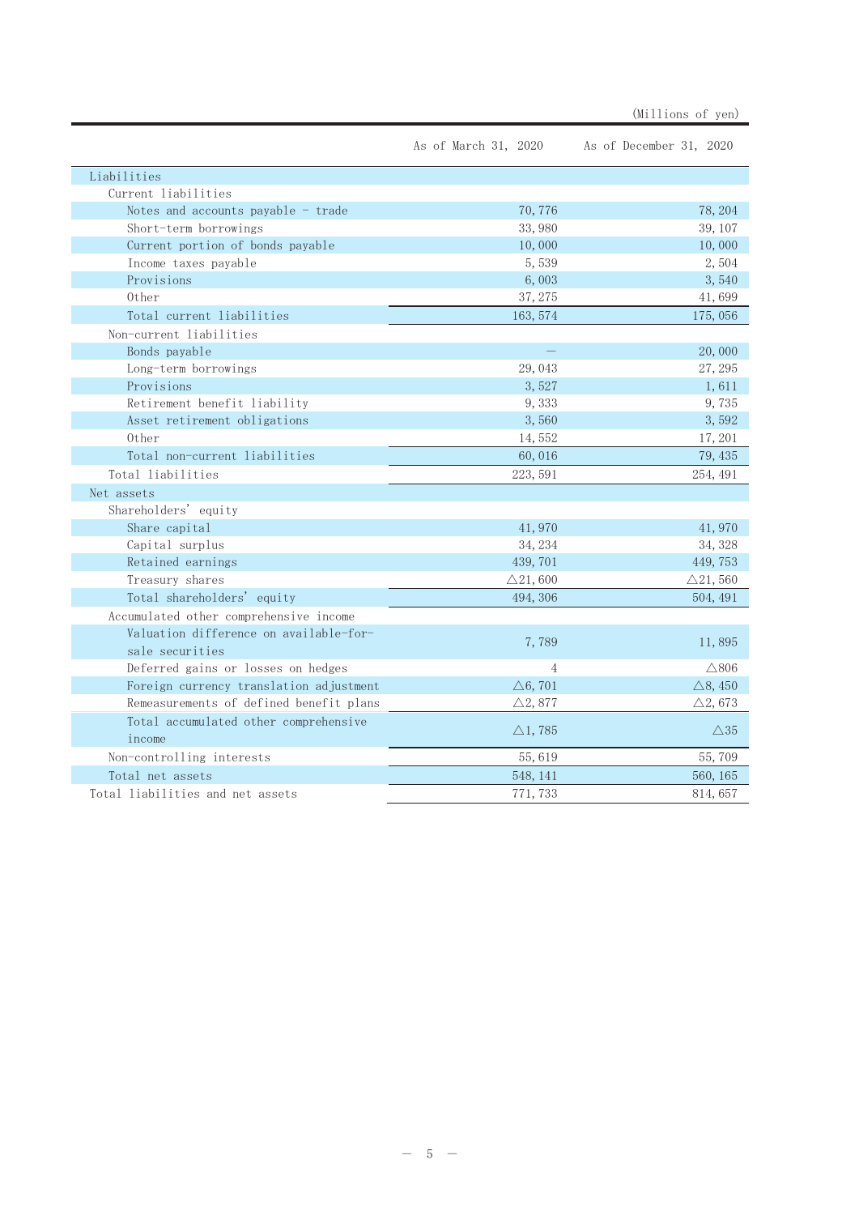(Millions of yen)

| | As of March 31, 2020 | As of December 31, 2020 |
|---|---|---|
| Liabilities | | |
| Current liabilities | | |
| Notes and accounts payable - trade | 70,776 | 78,204 |
| Short-term borrowings | 33,980 | 39,107 |
| Current portion of bonds payable | 10,000 | 10,000 |
| Income taxes payable | 5,539 | 2,504 |
| Provisions | 6,003 | 3,540 |
| Other | 37,275 | 41,699 |
| Total current liabilities | 163,574 | 175,056 |
| Non-current liabilities | | |
| Bonds payable | — | 20,000 |
| Long-term borrowings | 29,043 | 27,295 |
| Provisions | 3,527 | 1,611 |
| Retirement benefit liability | 9,333 | 9,735 |
| Asset retirement obligations | 3,560 | 3,592 |
| Other | 14,552 | 17,201 |
| Total non-current liabilities | 60,016 | 79,435 |
| Total liabilities | 223,591 | 254,491 |
| Net assets | | |
| Shareholders' equity | | |
| Share capital | 41,970 | 41,970 |
| Capital surplus | 34,234 | 34,328 |
| Retained earnings | 439,701 | 449,753 |
| Treasury shares | △21,600 | △21,560 |
| Total shareholders' equity | 494,306 | 504,491 |
| Accumulated other comprehensive income | | |
| Valuation difference on available-for-sale securities | 7,789 | 11,895 |
| Deferred gains or losses on hedges | 4 | △806 |
| Foreign currency translation adjustment | △6,701 | △8,450 |
| Remeasurements of defined benefit plans | △2,877 | △2,673 |
| Total accumulated other comprehensive income | △1,785 | △35 |
| Non-controlling interests | 55,619 | 55,709 |
| Total net assets | 548,141 | 560,165 |
| Total liabilities and net assets | 771,733 | 814,657 |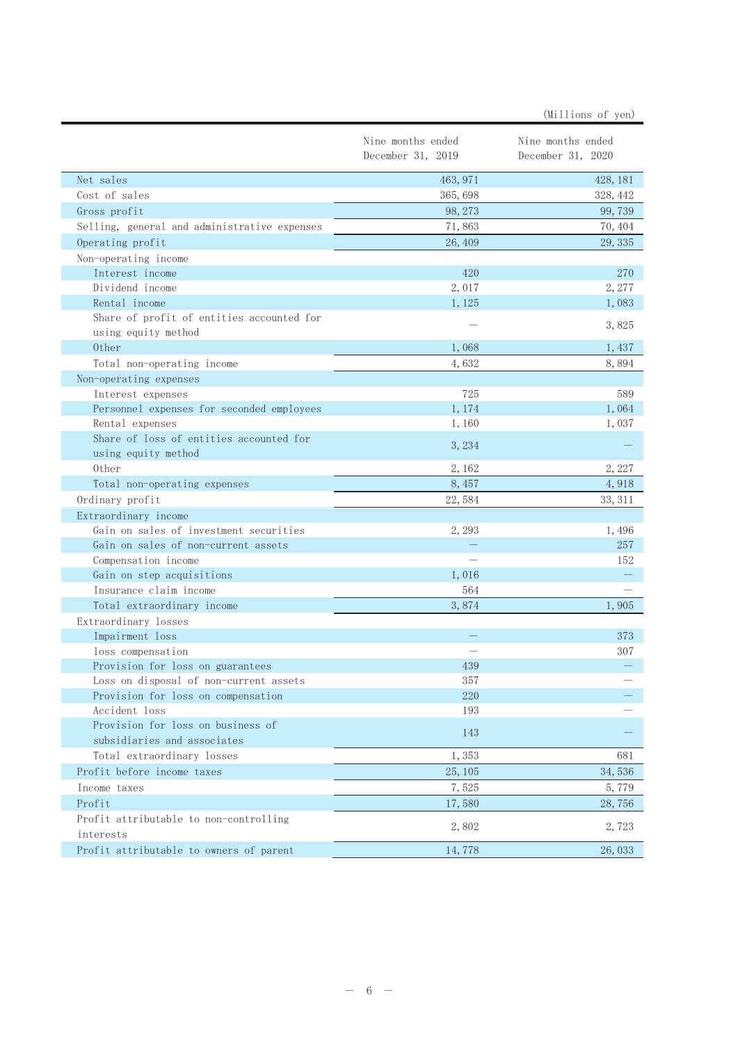(Millions of yen)

| | Nine months ended December 31, 2019 | Nine months ended December 31, 2020 |
|---|---|---|
| Net sales | 463,971 | 428,181 |
| Cost of sales | 365,698 | 328,442 |
| Gross profit | 98,273 | 99,739 |
| Selling, general and administrative expenses | 71,863 | 70,404 |
| Operating profit | 26,409 | 29,335 |
| Non-operating income | | |
| Interest income | 420 | 270 |
| Dividend income | 2,017 | 2,277 |
| Rental income | 1,125 | 1,083 |
| Share of profit of entities accounted for using equity method | — | 3,825 |
| Other | 1,068 | 1,437 |
| Total non-operating income | 4,632 | 8,894 |
| Non-operating expenses | | |
| Interest expenses | 725 | 589 |
| Personnel expenses for seconded employees | 1,174 | 1,064 |
| Rental expenses | 1,160 | 1,037 |
| Share of loss of entities accounted for using equity method | 3,234 | — |
| Other | 2,162 | 2,227 |
| Total non-operating expenses | 8,457 | 4,918 |
| Ordinary profit | 22,584 | 33,311 |
| Extraordinary income | | |
| Gain on sales of investment securities | 2,293 | 1,496 |
| Gain on sales of non-current assets | — | 257 |
| Compensation income | — | 152 |
| Gain on step acquisitions | 1,016 | — |
| Insurance claim income | 564 | — |
| Total extraordinary income | 3,874 | 1,905 |
| Extraordinary losses | | |
| Impairment loss | — | 373 |
| loss compensation | — | 307 |
| Provision for loss on guarantees | 439 | — |
| Loss on disposal of non-current assets | 357 | — |
| Provision for loss on compensation | 220 | — |
| Accident loss | 193 | — |
| Provision for loss on business of subsidiaries and associates | 143 | — |
| Total extraordinary losses | 1,353 | 681 |
| Profit before income taxes | 25,105 | 34,536 |
| Income taxes | 7,525 | 5,779 |
| Profit | 17,580 | 28,756 |
| Profit attributable to non-controlling interests | 2,802 | 2,723 |
| Profit attributable to owners of parent | 14,778 | 26,033 |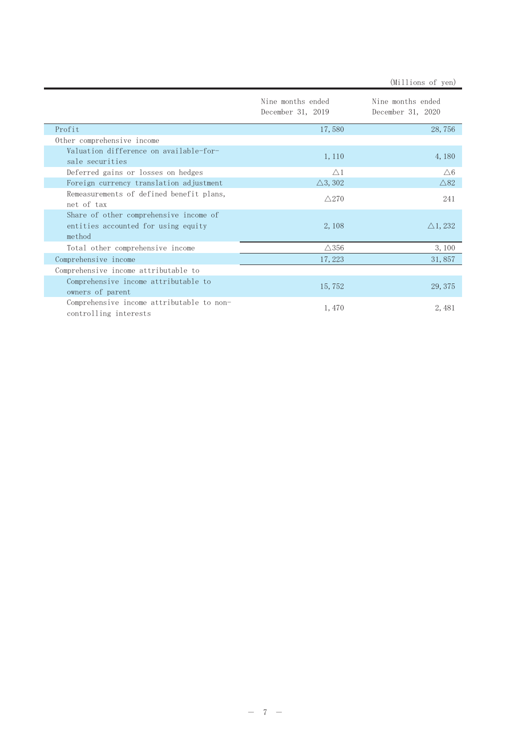(Millions of yen)

| | Nine months ended December 31, 2019 | Nine months ended December 31, 2020 |
|---|---|---|
| Profit | 17,580 | 28,756 |
| Other comprehensive income | | |
| Valuation difference on available-for-sale securities | 1,110 | 4,180 |
| Deferred gains or losses on hedges | △1 | △6 |
| Foreign currency translation adjustment | △3,302 | △82 |
| Remeasurements of defined benefit plans, net of tax | △270 | 241 |
| Share of other comprehensive income of entities accounted for using equity method | 2,108 | △1,232 |
| Total other comprehensive income | △356 | 3,100 |
| Comprehensive income | 17,223 | 31,857 |
| Comprehensive income attributable to | | |
| Comprehensive income attributable to owners of parent | 15,752 | 29,375 |
| Comprehensive income attributable to non-controlling interests | 1,470 | 2,481 |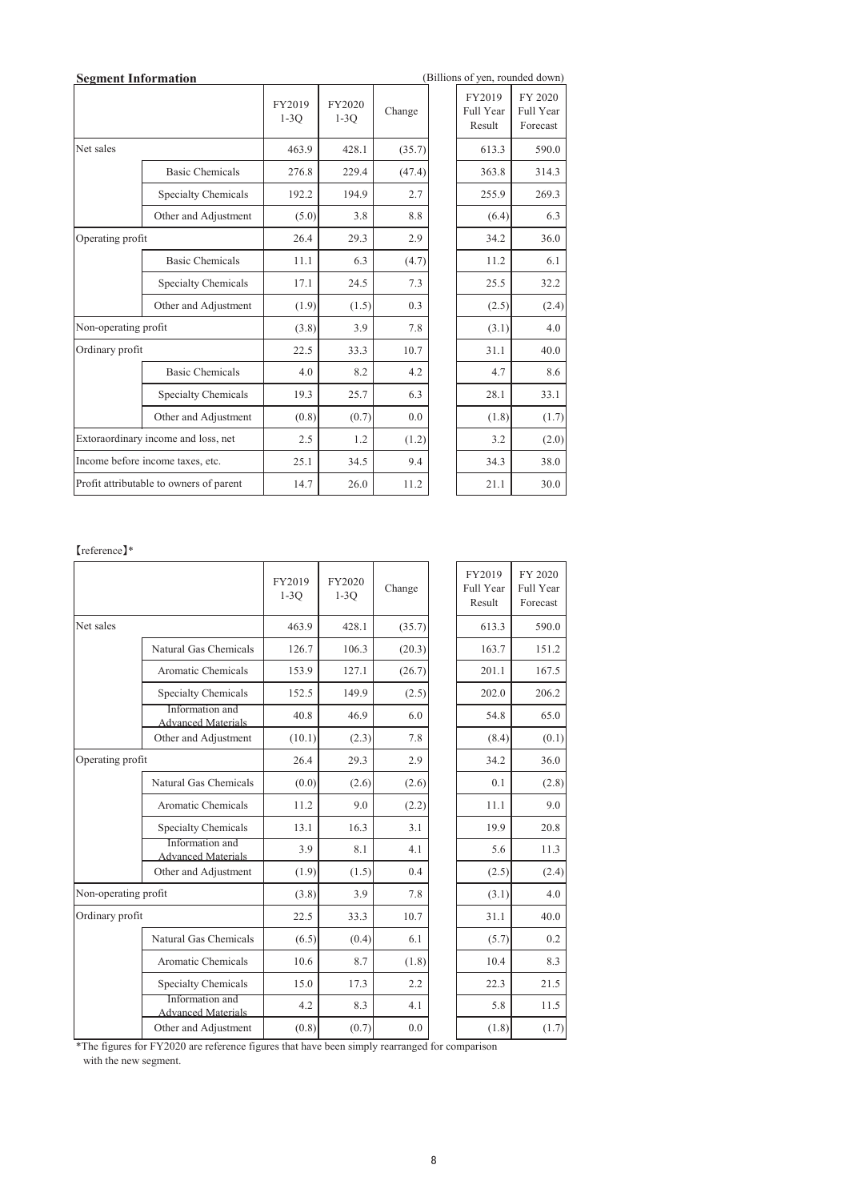**Segment Information**

(Billions of yen, rounded down)

| | | FY2019 1-3Q | FY2020 1-3Q | Change | FY2019 Full Year Result | FY 2020 Full Year Forecast |
|---|---|---|---|---|---|---|
| Net sales | | 463.9 | 428.1 | (35.7) | 613.3 | 590.0 |
| | Basic Chemicals | 276.8 | 229.4 | (47.4) | 363.8 | 314.3 |
| | Specialty Chemicals | 192.2 | 194.9 | 2.7 | 255.9 | 269.3 |
| | Other and Adjustment | (5.0) | 3.8 | 8.8 | (6.4) | 6.3 |
| Operating profit | | 26.4 | 29.3 | 2.9 | 34.2 | 36.0 |
| | Basic Chemicals | 11.1 | 6.3 | (4.7) | 11.2 | 6.1 |
| | Specialty Chemicals | 17.1 | 24.5 | 7.3 | 25.5 | 32.2 |
| | Other and Adjustment | (1.9) | (1.5) | 0.3 | (2.5) | (2.4) |
| Non-operating profit | | (3.8) | 3.9 | 7.8 | (3.1) | 4.0 |
| Ordinary profit | | 22.5 | 33.3 | 10.7 | 31.1 | 40.0 |
| | Basic Chemicals | 4.0 | 8.2 | 4.2 | 4.7 | 8.6 |
| | Specialty Chemicals | 19.3 | 25.7 | 6.3 | 28.1 | 33.1 |
| | Other and Adjustment | (0.8) | (0.7) | 0.0 | (1.8) | (1.7) |
| Extoraordinary income and loss, net | | 2.5 | 1.2 | (1.2) | 3.2 | (2.0) |
| Income before income taxes, etc. | | 25.1 | 34.5 | 9.4 | 34.3 | 38.0 |
| Profit attributable to owners of parent | | 14.7 | 26.0 | 11.2 | 21.1 | 30.0 |

【reference】*

| | | FY2019 1-3Q | FY2020 1-3Q | Change | FY2019 Full Year Result | FY 2020 Full Year Forecast |
|---|---|---|---|---|---|---|
| Net sales | | 463.9 | 428.1 | (35.7) | 613.3 | 590.0 |
| | Natural Gas Chemicals | 126.7 | 106.3 | (20.3) | 163.7 | 151.2 |
| | Aromatic Chemicals | 153.9 | 127.1 | (26.7) | 201.1 | 167.5 |
| | Specialty Chemicals | 152.5 | 149.9 | (2.5) | 202.0 | 206.2 |
| | Information and Advanced Materials | 40.8 | 46.9 | 6.0 | 54.8 | 65.0 |
| | Other and Adjustment | (10.1) | (2.3) | 7.8 | (8.4) | (0.1) |
| Operating profit | | 26.4 | 29.3 | 2.9 | 34.2 | 36.0 |
| | Natural Gas Chemicals | (0.0) | (2.6) | (2.6) | 0.1 | (2.8) |
| | Aromatic Chemicals | 11.2 | 9.0 | (2.2) | 11.1 | 9.0 |
| | Specialty Chemicals | 13.1 | 16.3 | 3.1 | 19.9 | 20.8 |
| | Information and Advanced Materials | 3.9 | 8.1 | 4.1 | 5.6 | 11.3 |
| | Other and Adjustment | (1.9) | (1.5) | 0.4 | (2.5) | (2.4) |
| Non-operating profit | | (3.8) | 3.9 | 7.8 | (3.1) | 4.0 |
| Ordinary profit | | 22.5 | 33.3 | 10.7 | 31.1 | 40.0 |
| | Natural Gas Chemicals | (6.5) | (0.4) | 6.1 | (5.7) | 0.2 |
| | Aromatic Chemicals | 10.6 | 8.7 | (1.8) | 10.4 | 8.3 |
| | Specialty Chemicals | 15.0 | 17.3 | 2.2 | 22.3 | 21.5 |
| | Information and Advanced Materials | 4.2 | 8.3 | 4.1 | 5.8 | 11.5 |
| | Other and Adjustment | (0.8) | (0.7) | 0.0 | (1.8) | (1.7) |

*The figures for FY2020 are reference figures that have been simply rearranged for comparison with the new segment.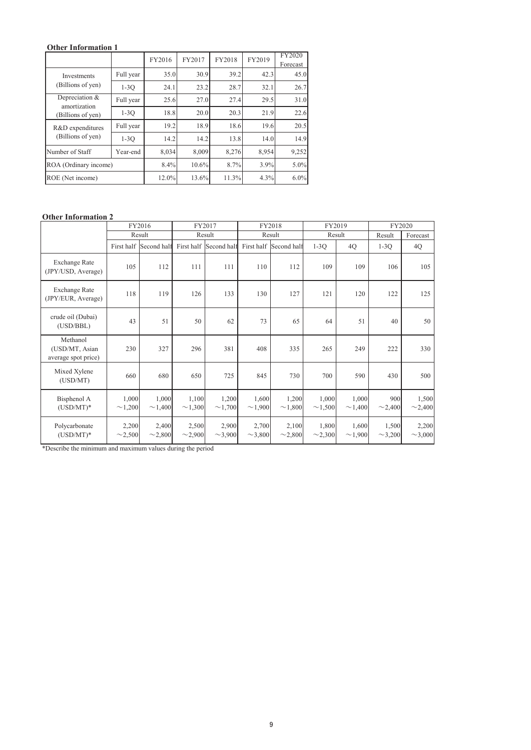**Other Information 1**

| | | FY2016 | FY2017 | FY2018 | FY2019 | FY2020 Forecast |
|---|---|---|---|---|---|---|
| Investments (Billions of yen) | Full year | 35.0 | 30.9 | 39.2 | 42.3 | 45.0 |
| | 1-3Q | 24.1 | 23.2 | 28.7 | 32.1 | 26.7 |
| Depreciation & amortization (Billions of yen) | Full year | 25.6 | 27.0 | 27.4 | 29.5 | 31.0 |
| | 1-3Q | 18.8 | 20.0 | 20.3 | 21.9 | 22.6 |
| R&D expenditures (Billions of yen) | Full year | 19.2 | 18.9 | 18.6 | 19.6 | 20.5 |
| | 1-3Q | 14.2 | 14.2 | 13.8 | 14.0 | 14.9 |
| Number of Staff | Year-end | 8,034 | 8,009 | 8,276 | 8,954 | 9,252 |
| ROA (Ordinary income) | | 8.4% | 10.6% | 8.7% | 3.9% | 5.0% |
| ROE (Net income) | | 12.0% | 13.6% | 11.3% | 4.3% | 6.0% |

**Other Information 2**

| | FY2016 | | FY2017 | | FY2018 | | FY2019 | | FY2020 | |
|---|---|---|---|---|---|---|---|---|---|---|
| | Result | | Result | | Result | | Result | | Result | Forecast |
| | First half | Second half | First half | Second half | First half | Second half | 1-3Q | 4Q | 1-3Q | 4Q |
| Exchange Rate (JPY/USD, Average) | 105 | 112 | 111 | 111 | 110 | 112 | 109 | 109 | 106 | 105 |
| Exchange Rate (JPY/EUR, Average) | 118 | 119 | 126 | 133 | 130 | 127 | 121 | 120 | 122 | 125 |
| crude oil (Dubai) (USD/BBL) | 43 | 51 | 50 | 62 | 73 | 65 | 64 | 51 | 40 | 50 |
| Methanol (USD/MT, Asian average spot price) | 230 | 327 | 296 | 381 | 408 | 335 | 265 | 249 | 222 | 330 |
| Mixed Xylene (USD/MT) | 660 | 680 | 650 | 725 | 845 | 730 | 700 | 590 | 430 | 500 |
| Bisphenol A (USD/MT)* | 1,000 ～1,200 | 1,000 ～1,400 | 1,100 ～1,300 | 1,200 ～1,700 | 1,600 ～1,900 | 1,200 ～1,800 | 1,000 ～1,500 | 1,000 ～1,400 | 900 ～2,400 | 1,500 ～2,400 |
| Polycarbonate (USD/MT)* | 2,200 ～2,500 | 2,400 ～2,800 | 2,500 ～2,900 | 2,900 ～3,900 | 2,700 ～3,800 | 2,100 ～2,800 | 1,800 ～2,300 | 1,600 ～1,900 | 1,500 ～3,200 | 2,200 ～3,000 |

*Describe the minimum and maximum values during the period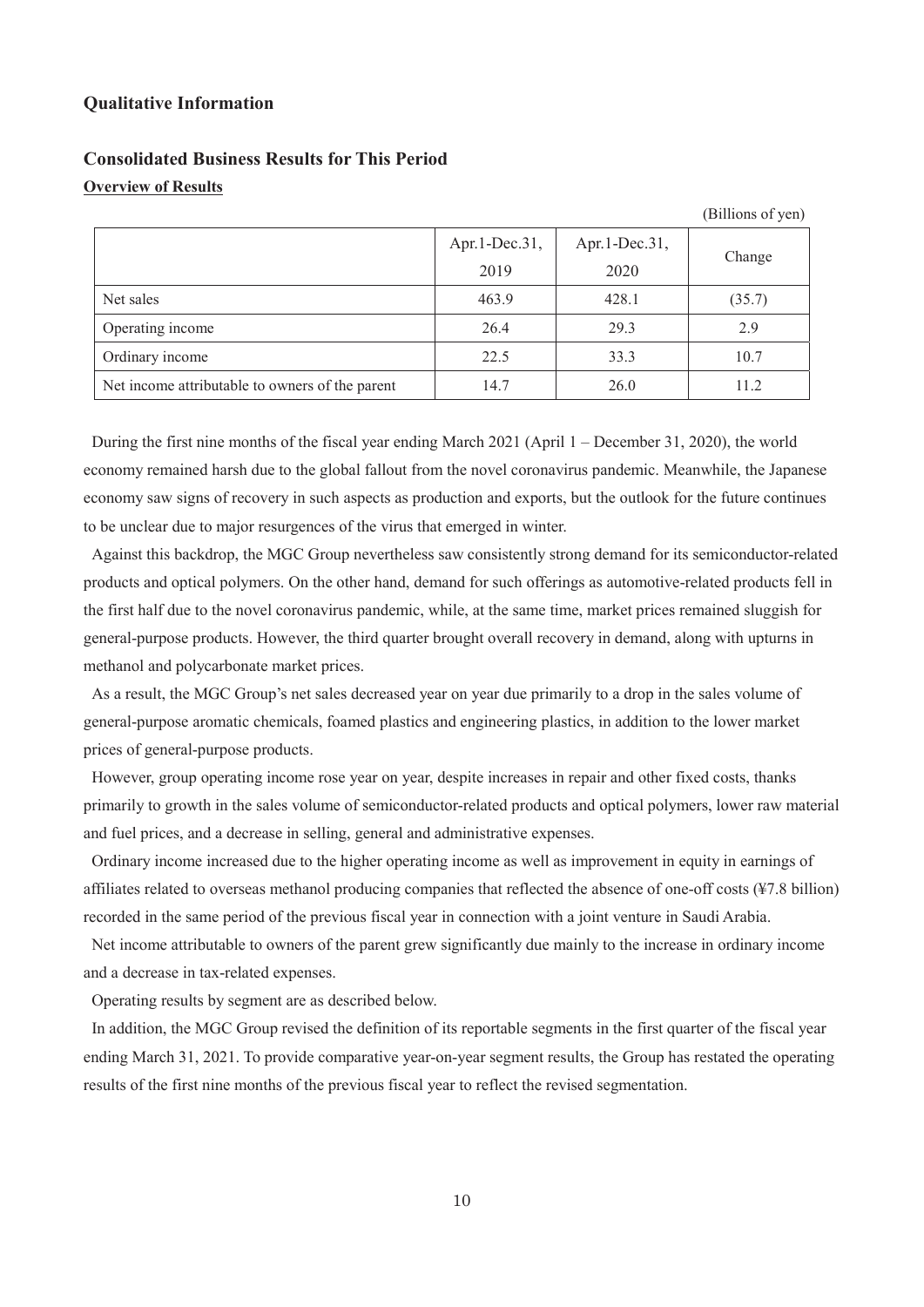## Qualitative Information

### Consolidated Business Results for This Period

**Overview of Results**

(Billions of yen)

| | Apr.1-Dec.31, 2019 | Apr.1-Dec.31, 2020 | Change |
|---|---|---|---|
| Net sales | 463.9 | 428.1 | (35.7) |
| Operating income | 26.4 | 29.3 | 2.9 |
| Ordinary income | 22.5 | 33.3 | 10.7 |
| Net income attributable to owners of the parent | 14.7 | 26.0 | 11.2 |

During the first nine months of the fiscal year ending March 2021 (April 1 – December 31, 2020), the world economy remained harsh due to the global fallout from the novel coronavirus pandemic. Meanwhile, the Japanese economy saw signs of recovery in such aspects as production and exports, but the outlook for the future continues to be unclear due to major resurgences of the virus that emerged in winter.

Against this backdrop, the MGC Group nevertheless saw consistently strong demand for its semiconductor-related products and optical polymers. On the other hand, demand for such offerings as automotive-related products fell in the first half due to the novel coronavirus pandemic, while, at the same time, market prices remained sluggish for general-purpose products. However, the third quarter brought overall recovery in demand, along with upturns in methanol and polycarbonate market prices.

As a result, the MGC Group's net sales decreased year on year due primarily to a drop in the sales volume of general-purpose aromatic chemicals, foamed plastics and engineering plastics, in addition to the lower market prices of general-purpose products.

However, group operating income rose year on year, despite increases in repair and other fixed costs, thanks primarily to growth in the sales volume of semiconductor-related products and optical polymers, lower raw material and fuel prices, and a decrease in selling, general and administrative expenses.

Ordinary income increased due to the higher operating income as well as improvement in equity in earnings of affiliates related to overseas methanol producing companies that reflected the absence of one-off costs (¥7.8 billion) recorded in the same period of the previous fiscal year in connection with a joint venture in Saudi Arabia.

Net income attributable to owners of the parent grew significantly due mainly to the increase in ordinary income and a decrease in tax-related expenses.

Operating results by segment are as described below.

In addition, the MGC Group revised the definition of its reportable segments in the first quarter of the fiscal year ending March 31, 2021. To provide comparative year-on-year segment results, the Group has restated the operating results of the first nine months of the previous fiscal year to reflect the revised segmentation.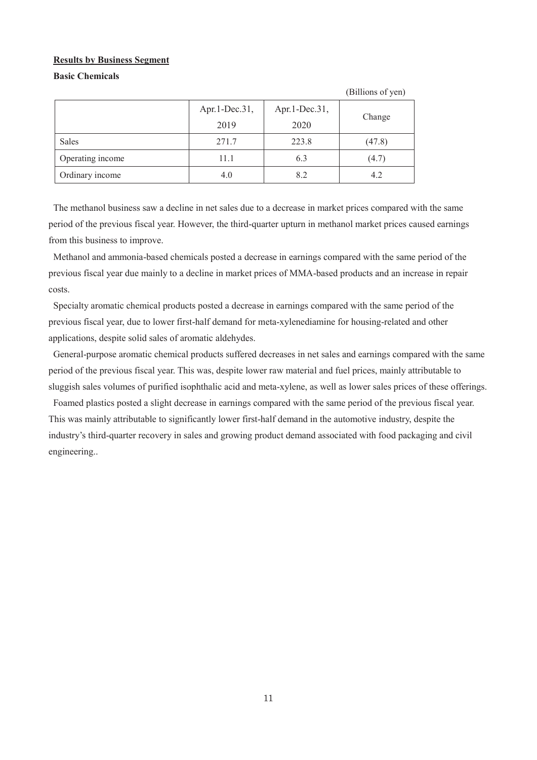## Results by Business Segment

### Basic Chemicals

(Billions of yen)

| | Apr.1-Dec.31, 2019 | Apr.1-Dec.31, 2020 | Change |
|---|---|---|---|
| Sales | 271.7 | 223.8 | (47.8) |
| Operating income | 11.1 | 6.3 | (4.7) |
| Ordinary income | 4.0 | 8.2 | 4.2 |

The methanol business saw a decline in net sales due to a decrease in market prices compared with the same period of the previous fiscal year. However, the third-quarter upturn in methanol market prices caused earnings from this business to improve.

Methanol and ammonia-based chemicals posted a decrease in earnings compared with the same period of the previous fiscal year due mainly to a decline in market prices of MMA-based products and an increase in repair costs.

Specialty aromatic chemical products posted a decrease in earnings compared with the same period of the previous fiscal year, due to lower first-half demand for meta-xylenediamine for housing-related and other applications, despite solid sales of aromatic aldehydes.

General-purpose aromatic chemical products suffered decreases in net sales and earnings compared with the same period of the previous fiscal year. This was, despite lower raw material and fuel prices, mainly attributable to sluggish sales volumes of purified isophthalic acid and meta-xylene, as well as lower sales prices of these offerings.

Foamed plastics posted a slight decrease in earnings compared with the same period of the previous fiscal year. This was mainly attributable to significantly lower first-half demand in the automotive industry, despite the industry's third-quarter recovery in sales and growing product demand associated with food packaging and civil engineering..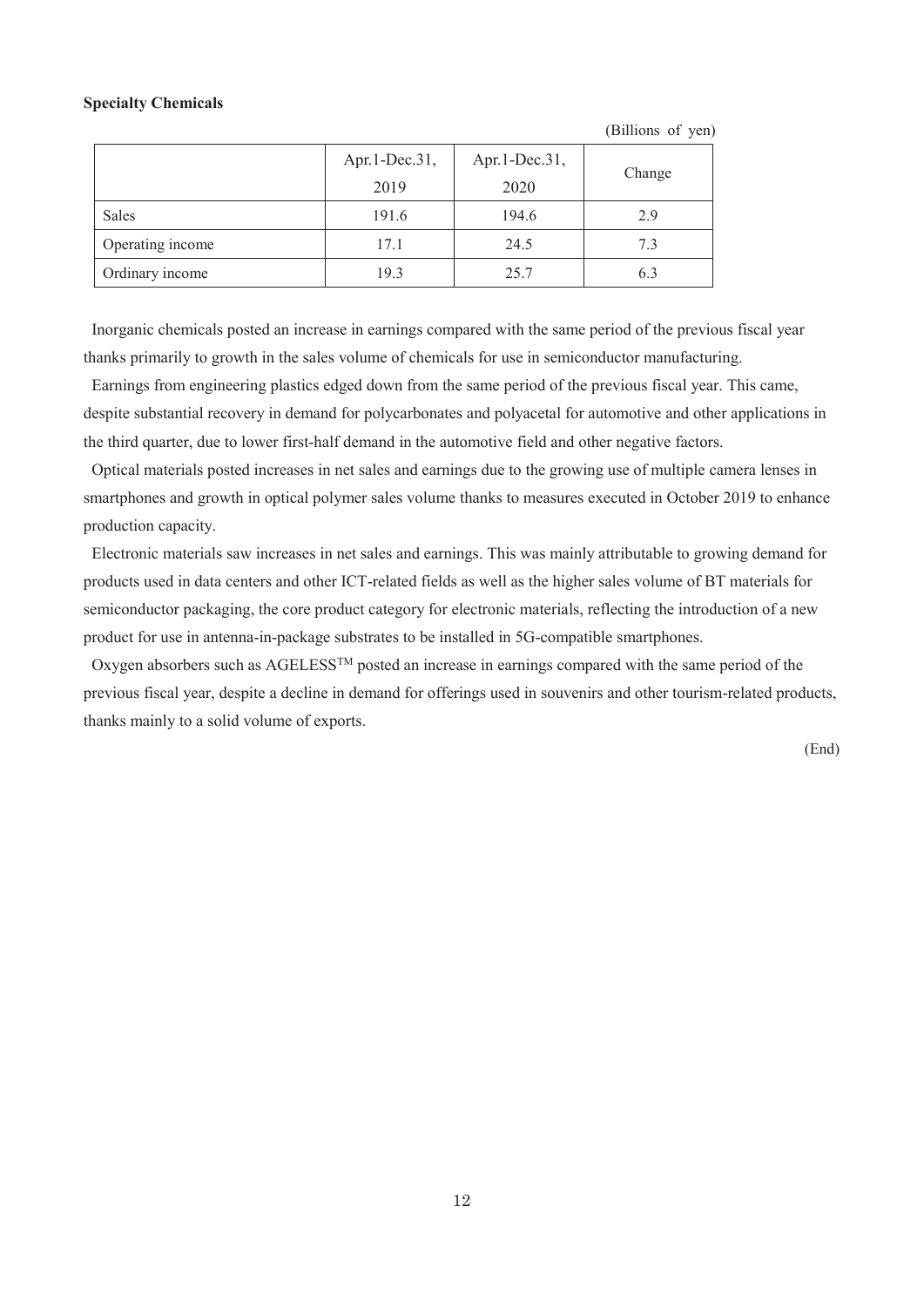**Specialty Chemicals**

(Billions of yen)

| | Apr.1-Dec.31, 2019 | Apr.1-Dec.31, 2020 | Change |
|---|---|---|---|
| Sales | 191.6 | 194.6 | 2.9 |
| Operating income | 17.1 | 24.5 | 7.3 |
| Ordinary income | 19.3 | 25.7 | 6.3 |

Inorganic chemicals posted an increase in earnings compared with the same period of the previous fiscal year thanks primarily to growth in the sales volume of chemicals for use in semiconductor manufacturing.

Earnings from engineering plastics edged down from the same period of the previous fiscal year. This came, despite substantial recovery in demand for polycarbonates and polyacetal for automotive and other applications in the third quarter, due to lower first-half demand in the automotive field and other negative factors.

Optical materials posted increases in net sales and earnings due to the growing use of multiple camera lenses in smartphones and growth in optical polymer sales volume thanks to measures executed in October 2019 to enhance production capacity.

Electronic materials saw increases in net sales and earnings. This was mainly attributable to growing demand for products used in data centers and other ICT-related fields as well as the higher sales volume of BT materials for semiconductor packaging, the core product category for electronic materials, reflecting the introduction of a new product for use in antenna-in-package substrates to be installed in 5G-compatible smartphones.

Oxygen absorbers such as AGELESS™ posted an increase in earnings compared with the same period of the previous fiscal year, despite a decline in demand for offerings used in souvenirs and other tourism-related products, thanks mainly to a solid volume of exports.

(End)